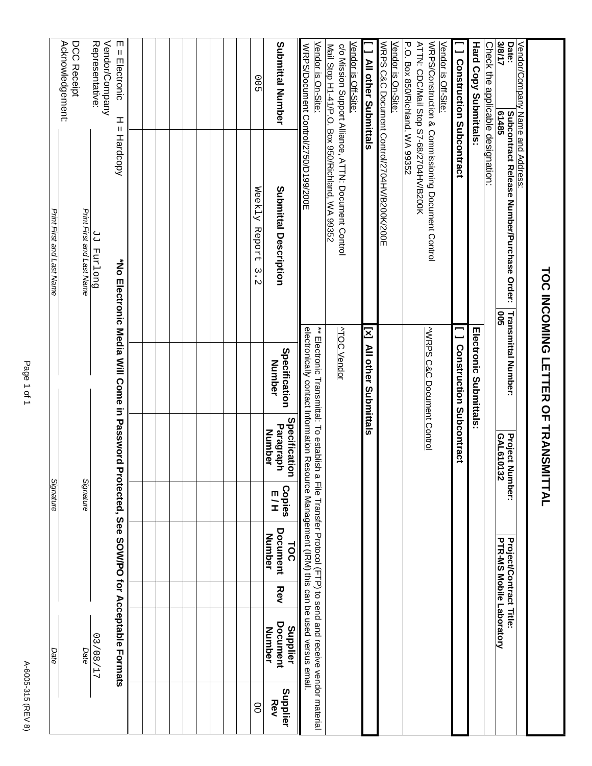# TOC INCOMING LETTER OF TRANSMITTAL

| Vendor/Company Name and Address: | | | |
|---|---|---|---|
| **Date:** 3/8/17 | **Subcontract Release Number/Purchase Order:** 61485 | **Transmittal Number:** 005 | **Project Number:** GAL610132 | **Project/Contract Title:** PTR-MS Mobile Laboratory |

Check the applicable designation:

| **Hard Copy Submittals:** | **Electronic Submittals:** |
|---|---|
| **[ ] Construction Subcontract** | **[ ] Construction Subcontract** |
| Vendor is Off-Site: WRPS/Construction & Commissioning Document Control ATTN: CDC/Mail Stop S7-68/2704HV/B200K P.O. Box 850/Richland, WA 99352 | ^WRPS C&C Document Control |
| Vendor is On-Site: WRPS C&C Document Control/2704HV/B200K/200E | |
| **[ ] All other Submittals** | **[x] All other Submittals** |
| Vendor is Off-Site: c/o Mission Support Alliance, ATTN: Document Control Mail Stop H1-41/P.O. Box 950/Richland, WA 99352 | ^TOC Vendor |
| Vendor is On-Site: WRPS/Document Control/2750/D199/200E | ** Electronic Transmittal: To establish a File Transfer Protocol (FTP) to send and receive vendor material electronically contact Information Resource Management (IRM) this can be used versus email. |

| Submittal Number | Submittal Description | Specification Number | Specification Paragraph Number | Copies E / H | TOC Document Number | Rev | Supplier Document Number | Supplier Rev |
|---|---|---|---|---|---|---|---|---|
| 005 | Weekly Report 3.2 | | | | | | | 00 |
| | | | | | | | | |
| | | | | | | | | |
| | | | | | | | | |
| | | | | | | | | |
| | | | | | | | | |
| | | | | | | | | |
| | | | | | | | | |
| | | | | | | | | |
| | | | | | | | | |

E = Electronic H = Hardcopy **\*No Electronic Media Will Come in Password Protected, See SOW/PO for Acceptable Formats**

| | | | |
|---|---|---|---|
| Vendor/Company Representative: | JJ Furlong | | 03/08/17 |
| | *Print First and Last Name* | *Signature* | *Date* |
| DCC Receipt Acknowledgement: | | | |
| | *Print First and Last Name* | *Signature* | *Date* |

A-6005-315 (REV 8)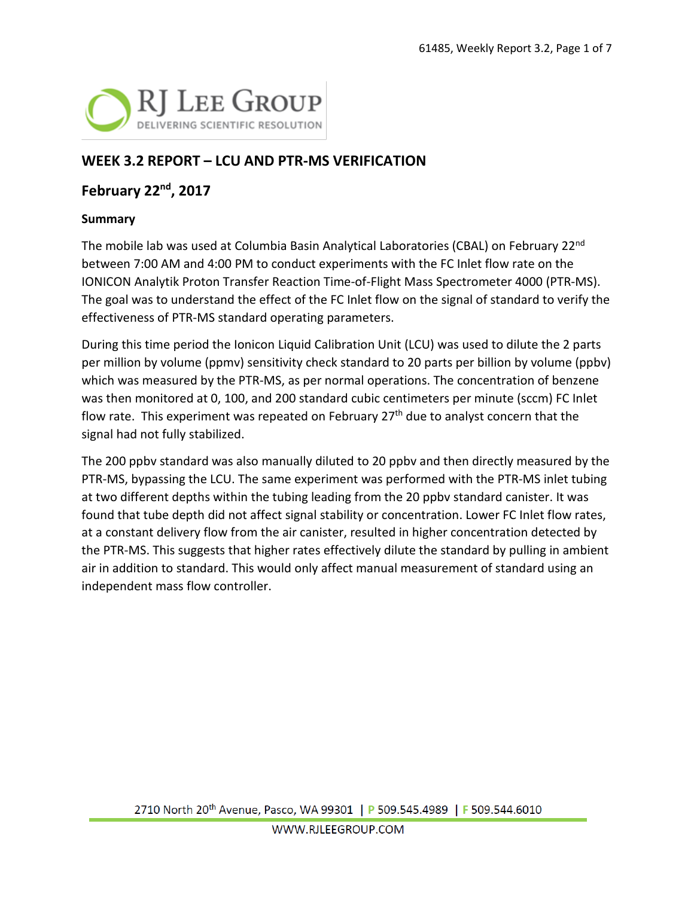# WEEK 3.2 REPORT – LCU AND PTR-MS VERIFICATION

## February 22nd, 2017

### Summary

The mobile lab was used at Columbia Basin Analytical Laboratories (CBAL) on February 22nd between 7:00 AM and 4:00 PM to conduct experiments with the FC Inlet flow rate on the IONICON Analytik Proton Transfer Reaction Time-of-Flight Mass Spectrometer 4000 (PTR-MS). The goal was to understand the effect of the FC Inlet flow on the signal of standard to verify the effectiveness of PTR-MS standard operating parameters.

During this time period the Ionicon Liquid Calibration Unit (LCU) was used to dilute the 2 parts per million by volume (ppmv) sensitivity check standard to 20 parts per billion by volume (ppbv) which was measured by the PTR-MS, as per normal operations. The concentration of benzene was then monitored at 0, 100, and 200 standard cubic centimeters per minute (sccm) FC Inlet flow rate. This experiment was repeated on February 27th due to analyst concern that the signal had not fully stabilized.

The 200 ppbv standard was also manually diluted to 20 ppbv and then directly measured by the PTR-MS, bypassing the LCU. The same experiment was performed with the PTR-MS inlet tubing at two different depths within the tubing leading from the 20 ppbv standard canister. It was found that tube depth did not affect signal stability or concentration. Lower FC Inlet flow rates, at a constant delivery flow from the air canister, resulted in higher concentration detected by the PTR-MS. This suggests that higher rates effectively dilute the standard by pulling in ambient air in addition to standard. This would only affect manual measurement of standard using an independent mass flow controller.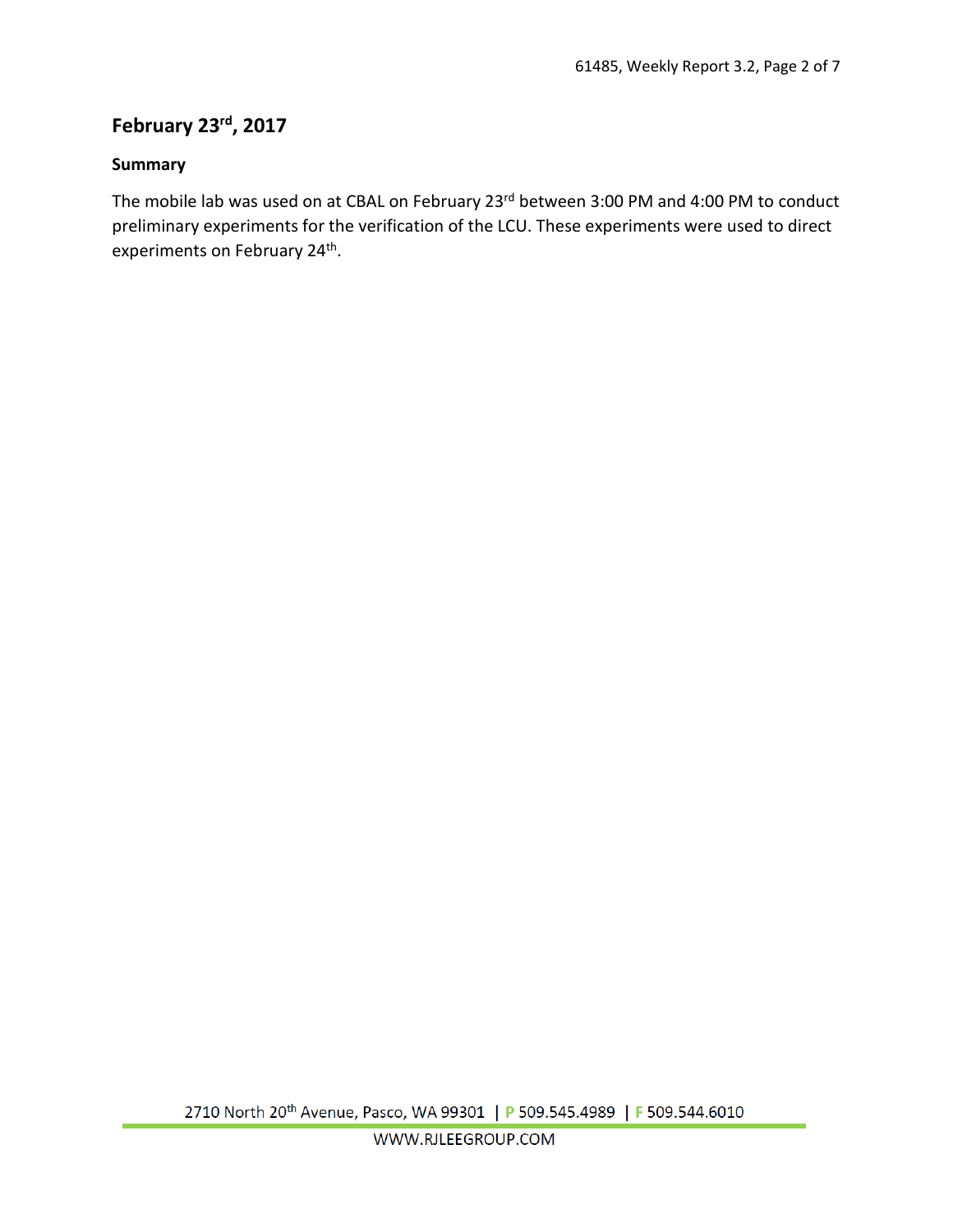## February 23rd, 2017

### Summary

The mobile lab was used on at CBAL on February 23rd between 3:00 PM and 4:00 PM to conduct preliminary experiments for the verification of the LCU. These experiments were used to direct experiments on February 24th.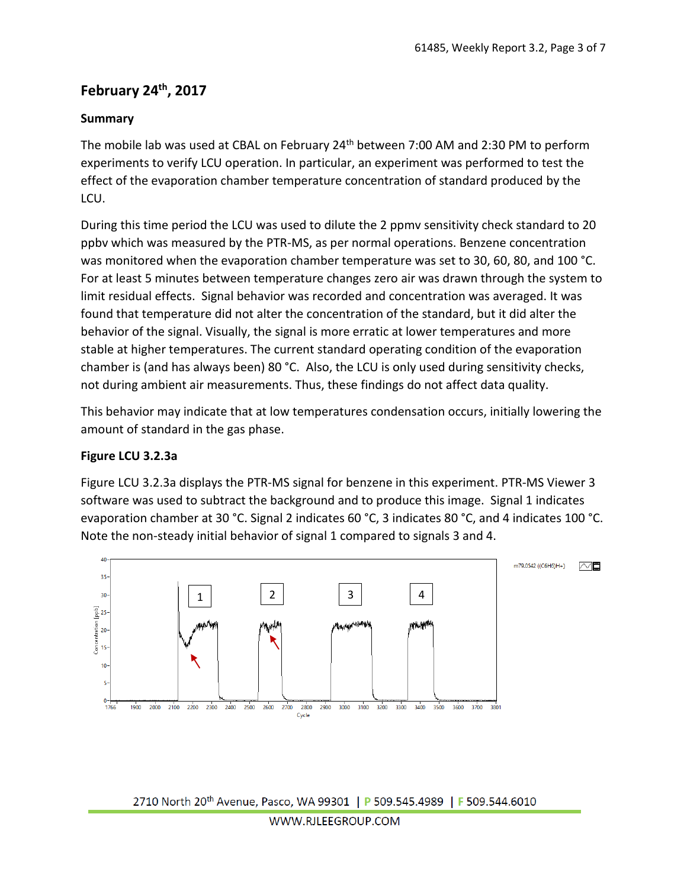## February 24th, 2017

### Summary

The mobile lab was used at CBAL on February 24th between 7:00 AM and 2:30 PM to perform experiments to verify LCU operation. In particular, an experiment was performed to test the effect of the evaporation chamber temperature concentration of standard produced by the LCU.

During this time period the LCU was used to dilute the 2 ppmv sensitivity check standard to 20 ppbv which was measured by the PTR-MS, as per normal operations. Benzene concentration was monitored when the evaporation chamber temperature was set to 30, 60, 80, and 100 °C. For at least 5 minutes between temperature changes zero air was drawn through the system to limit residual effects. Signal behavior was recorded and concentration was averaged. It was found that temperature did not alter the concentration of the standard, but it did alter the behavior of the signal. Visually, the signal is more erratic at lower temperatures and more stable at higher temperatures. The current standard operating condition of the evaporation chamber is (and has always been) 80 °C. Also, the LCU is only used during sensitivity checks, not during ambient air measurements. Thus, these findings do not affect data quality.

This behavior may indicate that at low temperatures condensation occurs, initially lowering the amount of standard in the gas phase.

### Figure LCU 3.2.3a

Figure LCU 3.2.3a displays the PTR-MS signal for benzene in this experiment. PTR-MS Viewer 3 software was used to subtract the background and to produce this image. Signal 1 indicates evaporation chamber at 30 °C. Signal 2 indicates 60 °C, 3 indicates 80 °C, and 4 indicates 100 °C. Note the non-steady initial behavior of signal 1 compared to signals 3 and 4.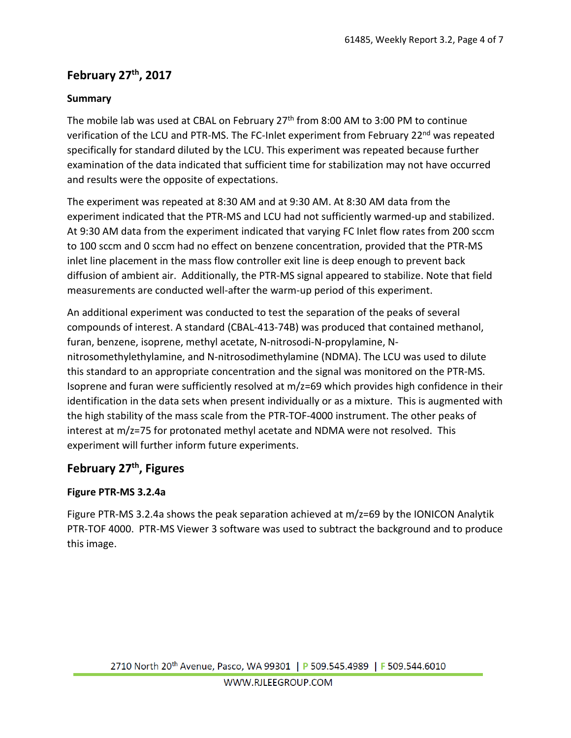## February 27th, 2017

### Summary

The mobile lab was used at CBAL on February 27th from 8:00 AM to 3:00 PM to continue verification of the LCU and PTR-MS. The FC-Inlet experiment from February 22nd was repeated specifically for standard diluted by the LCU. This experiment was repeated because further examination of the data indicated that sufficient time for stabilization may not have occurred and results were the opposite of expectations.

The experiment was repeated at 8:30 AM and at 9:30 AM. At 8:30 AM data from the experiment indicated that the PTR-MS and LCU had not sufficiently warmed-up and stabilized. At 9:30 AM data from the experiment indicated that varying FC Inlet flow rates from 200 sccm to 100 sccm and 0 sccm had no effect on benzene concentration, provided that the PTR-MS inlet line placement in the mass flow controller exit line is deep enough to prevent back diffusion of ambient air. Additionally, the PTR-MS signal appeared to stabilize. Note that field measurements are conducted well-after the warm-up period of this experiment.

An additional experiment was conducted to test the separation of the peaks of several compounds of interest. A standard (CBAL-413-74B) was produced that contained methanol, furan, benzene, isoprene, methyl acetate, N-nitrosodi-N-propylamine, N-nitrosomethylethylamine, and N-nitrosodimethylamine (NDMA). The LCU was used to dilute this standard to an appropriate concentration and the signal was monitored on the PTR-MS. Isoprene and furan were sufficiently resolved at m/z=69 which provides high confidence in their identification in the data sets when present individually or as a mixture. This is augmented with the high stability of the mass scale from the PTR-TOF-4000 instrument. The other peaks of interest at m/z=75 for protonated methyl acetate and NDMA were not resolved. This experiment will further inform future experiments.

## February 27th, Figures

### Figure PTR-MS 3.2.4a

Figure PTR-MS 3.2.4a shows the peak separation achieved at m/z=69 by the IONICON Analytik PTR-TOF 4000. PTR-MS Viewer 3 software was used to subtract the background and to produce this image.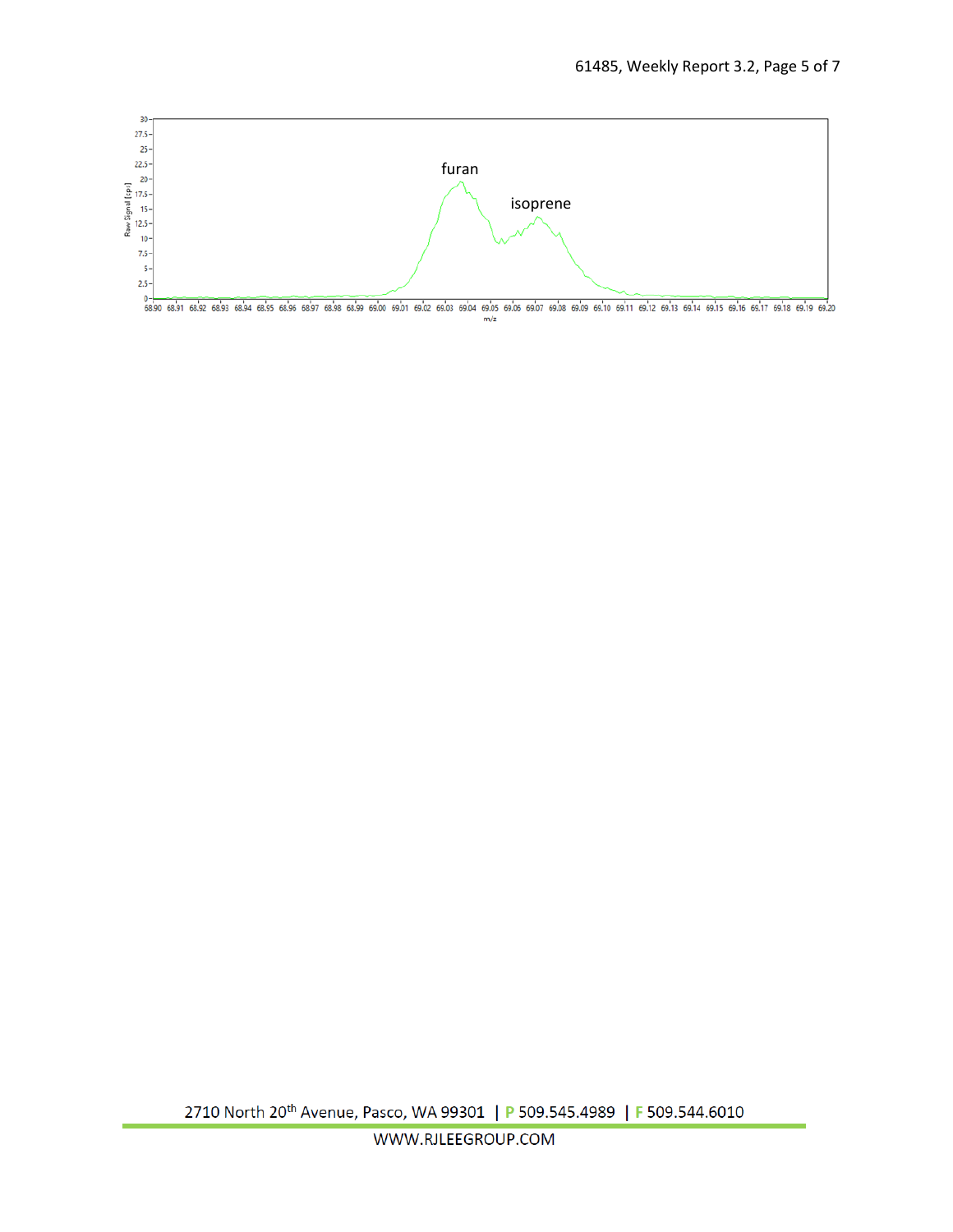furan

isoprene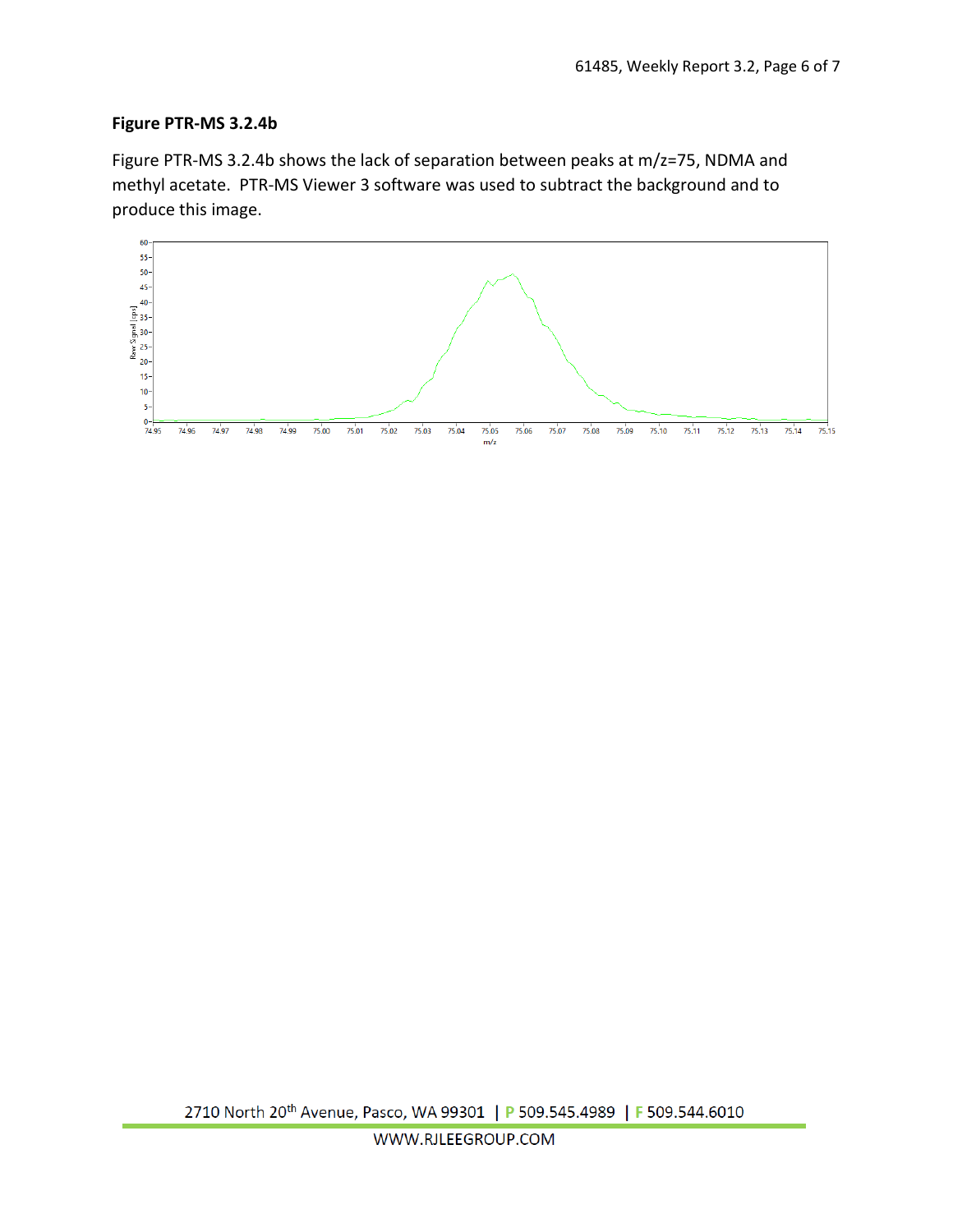### Figure PTR-MS 3.2.4b

Figure PTR-MS 3.2.4b shows the lack of separation between peaks at m/z=75, NDMA and methyl acetate. PTR-MS Viewer 3 software was used to subtract the background and to produce this image.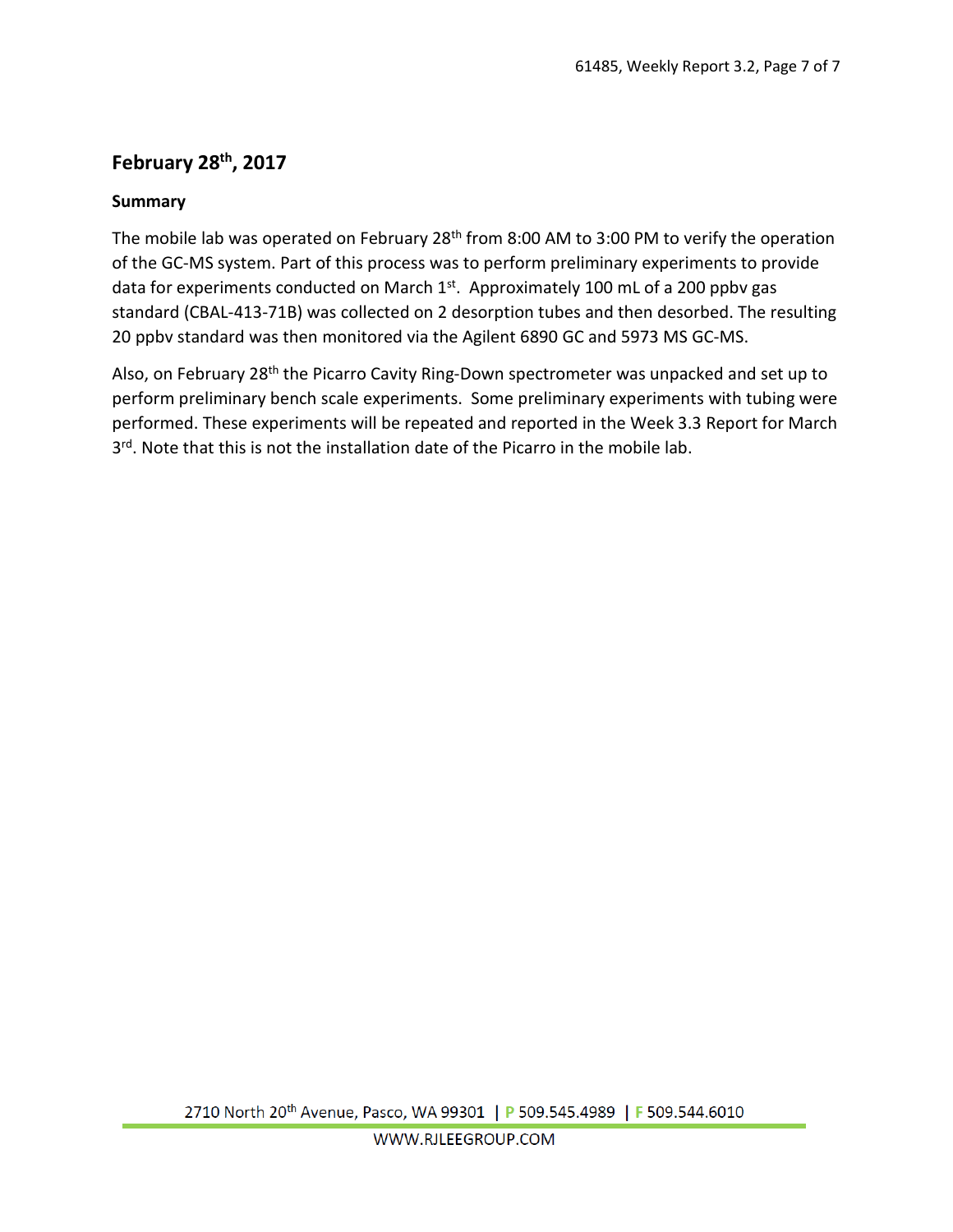## February 28th, 2017

### Summary

The mobile lab was operated on February 28th from 8:00 AM to 3:00 PM to verify the operation of the GC-MS system. Part of this process was to perform preliminary experiments to provide data for experiments conducted on March 1st. Approximately 100 mL of a 200 ppbv gas standard (CBAL-413-71B) was collected on 2 desorption tubes and then desorbed. The resulting 20 ppbv standard was then monitored via the Agilent 6890 GC and 5973 MS GC-MS.

Also, on February 28th the Picarro Cavity Ring-Down spectrometer was unpacked and set up to perform preliminary bench scale experiments. Some preliminary experiments with tubing were performed. These experiments will be repeated and reported in the Week 3.3 Report for March 3rd. Note that this is not the installation date of the Picarro in the mobile lab.